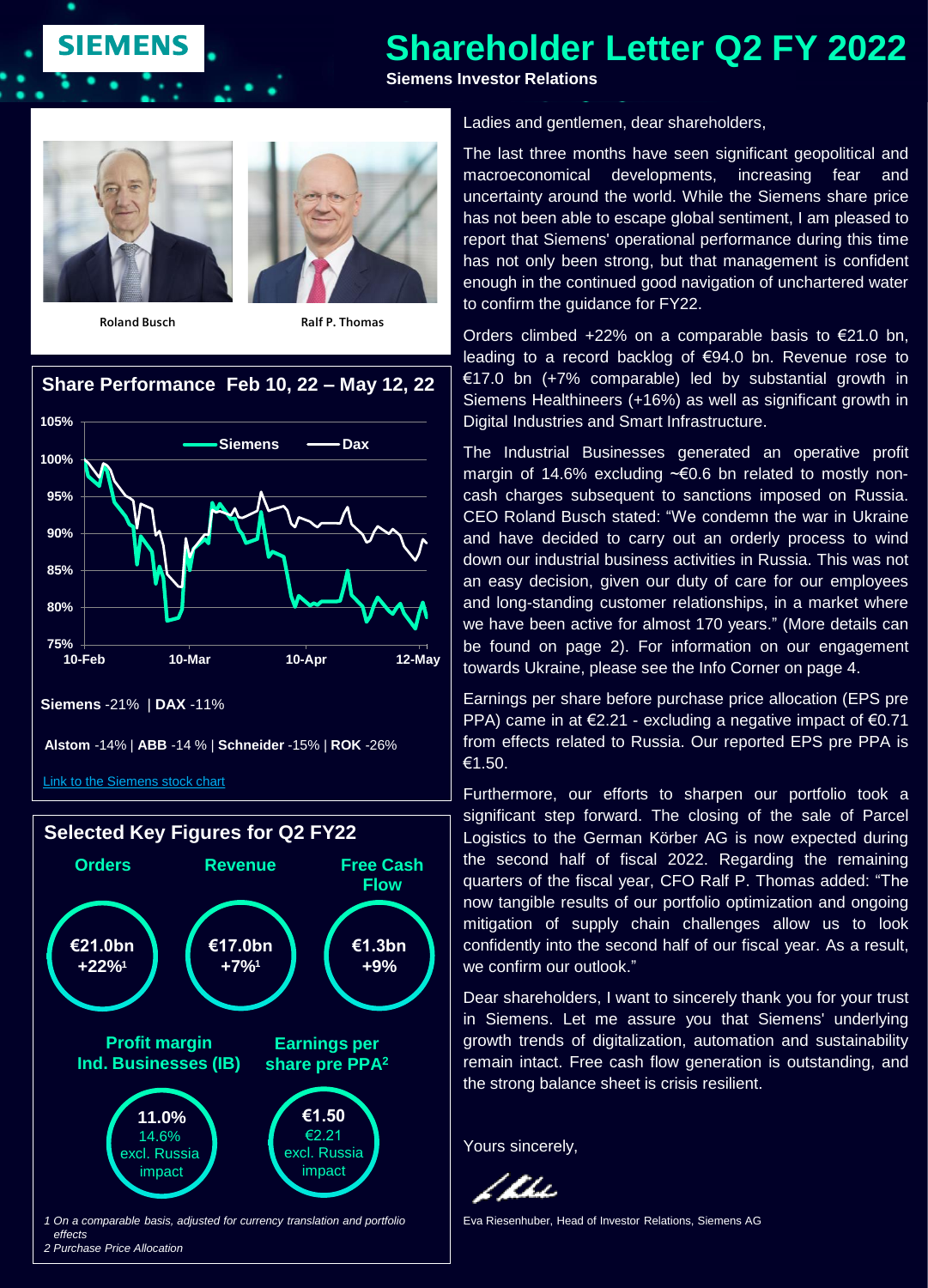# Shareholder Letter Q2 FY 2022

**Siemens Investor Relations**

Roland Busch

Ralf P. Thomas

## Share Performance Feb 10, 22 – May 12, 22

**Siemens** -21% | **DAX** -11%

**Alstom** -14% | **ABB** -14 % | **Schneider** -15% | **ROK** -26%

[Link to the Siemens stock chart]

## Selected Key Figures for Q2 FY22

| Orders | Revenue | Free Cash Flow |
|---|---|---|
| €21.0bn +22%[1] | €17.0bn +7%[1] | €1.3bn +9% |

| Profit margin Ind. Businesses (IB) | Earnings per share pre PPA[2] |
|---|---|
| 11.0% 14.6% excl. Russia impact | €1.50 €2.21 excl. Russia impact |

*1 On a comparable basis, adjusted for currency translation and portfolio effects*
*2 Purchase Price Allocation*

Ladies and gentlemen, dear shareholders,

The last three months have seen significant geopolitical and macroeconomical developments, increasing fear and uncertainty around the world. While the Siemens share price has not been able to escape global sentiment, I am pleased to report that Siemens' operational performance during this time has not only been strong, but that management is confident enough in the continued good navigation of unchartered water to confirm the guidance for FY22.

Orders climbed +22% on a comparable basis to €21.0 bn, leading to a record backlog of €94.0 bn. Revenue rose to €17.0 bn (+7% comparable) led by substantial growth in Siemens Healthineers (+16%) as well as significant growth in Digital Industries and Smart Infrastructure.

The Industrial Businesses generated an operative profit margin of 14.6% excluding ~€0.6 bn related to mostly non-cash charges subsequent to sanctions imposed on Russia. CEO Roland Busch stated: "We condemn the war in Ukraine and have decided to carry out an orderly process to wind down our industrial business activities in Russia. This was not an easy decision, given our duty of care for our employees and long-standing customer relationships, in a market where we have been active for almost 170 years." (More details can be found on page 2). For information on our engagement towards Ukraine, please see the Info Corner on page 4.

Earnings per share before purchase price allocation (EPS pre PPA) came in at €2.21 - excluding a negative impact of €0.71 from effects related to Russia. Our reported EPS pre PPA is €1.50.

Furthermore, our efforts to sharpen our portfolio took a significant step forward. The closing of the sale of Parcel Logistics to the German Körber AG is now expected during the second half of fiscal 2022. Regarding the remaining quarters of the fiscal year, CFO Ralf P. Thomas added: "The now tangible results of our portfolio optimization and ongoing mitigation of supply chain challenges allow us to look confidently into the second half of our fiscal year. As a result, we confirm our outlook."

Dear shareholders, I want to sincerely thank you for your trust in Siemens. Let me assure you that Siemens' underlying growth trends of digitalization, automation and sustainability remain intact. Free cash flow generation is outstanding, and the strong balance sheet is crisis resilient.

Yours sincerely,

Eva Riesenhuber, Head of Investor Relations, Siemens AG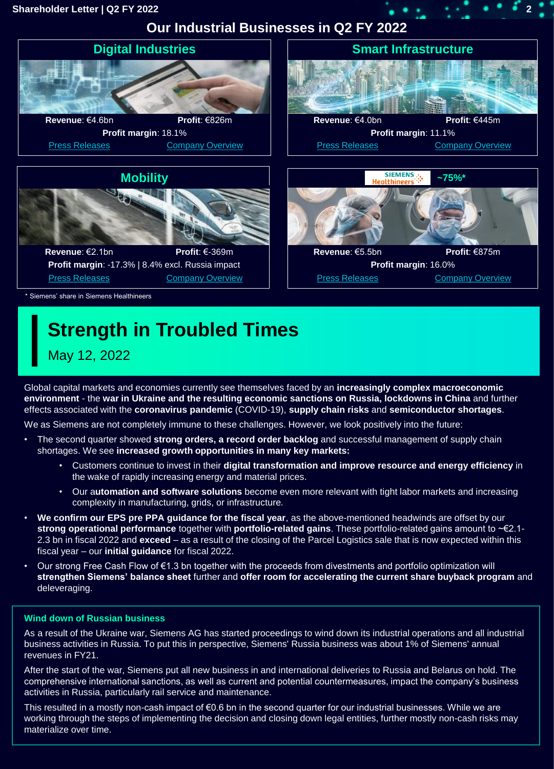# Our Industrial Businesses in Q2 FY 2022

## Digital Industries

**Revenue**: €4.6bn **Profit**: €826m

**Profit margin**: 18.1%

Press Releases Company Overview

## Smart Infrastructure

**Revenue**: €4.0bn **Profit**: €445m

**Profit margin**: 11.1%

Press Releases Company Overview

## Mobility

**Revenue**: €2.1bn **Profit**: €-369m

**Profit margin**: -17.3% | 8.4% excl. Russia impact

Press Releases Company Overview

## SIEMENS Healthineers ~75%*

**Revenue**: €5.5bn **Profit**: €875m

**Profit margin**: 16.0%

Press Releases Company Overview

\* Siemens' share in Siemens Healthineers

# Strength in Troubled Times

May 12, 2022

Global capital markets and economies currently see themselves faced by an **increasingly complex macroeconomic environment** - the **war in Ukraine and the resulting economic sanctions on Russia, lockdowns in China** and further effects associated with the **coronavirus pandemic** (COVID-19), **supply chain risks** and **semiconductor shortages**.

We as Siemens are not completely immune to these challenges. However, we look positively into the future:

- The second quarter showed **strong orders, a record order backlog** and successful management of supply chain shortages. We see **increased growth opportunities in many key markets:**
  - Customers continue to invest in their **digital transformation and improve resource and energy efficiency** in the wake of rapidly increasing energy and material prices.
  - Our a**utomation and software solutions** become even more relevant with tight labor markets and increasing complexity in manufacturing, grids, or infrastructure.
- **We confirm our EPS pre PPA guidance for the fiscal year**, as the above-mentioned headwinds are offset by our **strong operational performance** together with **portfolio-related gains**. These portfolio-related gains amount to ~€2.1-2.3 bn in fiscal 2022 and **exceed** – as a result of the closing of the Parcel Logistics sale that is now expected within this fiscal year – our **initial guidance** for fiscal 2022.
- Our strong Free Cash Flow of €1.3 bn together with the proceeds from divestments and portfolio optimization will **strengthen Siemens' balance sheet** further and **offer room for accelerating the current share buyback program** and deleveraging.

### Wind down of Russian business

As a result of the Ukraine war, Siemens AG has started proceedings to wind down its industrial operations and all industrial business activities in Russia. To put this in perspective, Siemens' Russia business was about 1% of Siemens' annual revenues in FY21.

After the start of the war, Siemens put all new business in and international deliveries to Russia and Belarus on hold. The comprehensive international sanctions, as well as current and potential countermeasures, impact the company's business activities in Russia, particularly rail service and maintenance.

This resulted in a mostly non-cash impact of €0.6 bn in the second quarter for our industrial businesses. While we are working through the steps of implementing the decision and closing down legal entities, further mostly non-cash risks may materialize over time.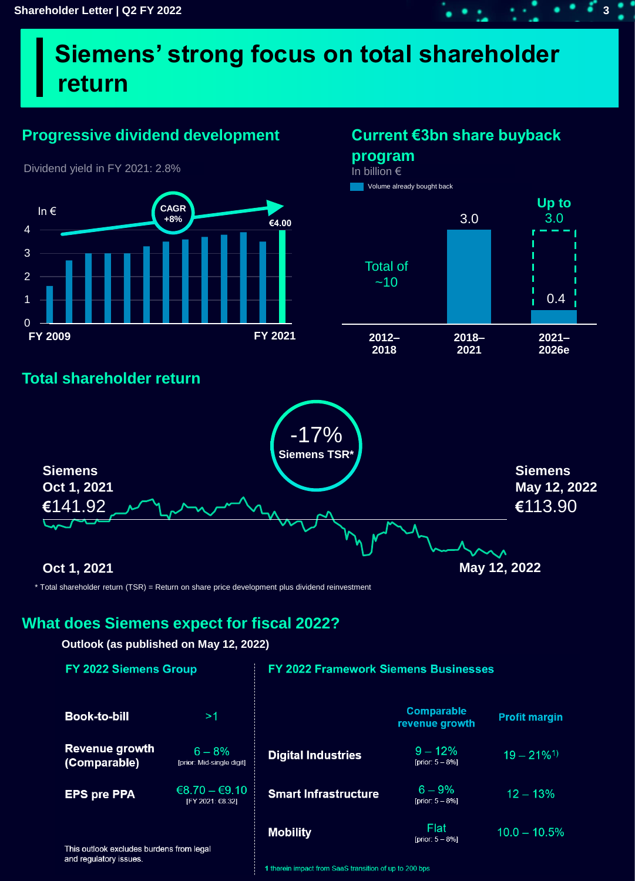# Siemens' strong focus on total shareholder return

## Progressive dividend development

Dividend yield in FY 2021: 2.8%

In €

CAGR +8%

€4.00

FY 2009 — FY 2021

## Current €3bn share buyback program

In billion €

Volume already bought back

| 2012–2018 | 2018–2021 | 2021–2026e |
|---|---|---|
| Total of ~10 | 3.0 | Up to 3.0 (0.4) |

## Total shareholder return

-17% Siemens TSR*

Siemens Oct 1, 2021 €141.92

Siemens May 12, 2022 €113.90

Oct 1, 2021 — May 12, 2022

\* Total shareholder return (TSR) = Return on share price development plus dividend reinvestment

## What does Siemens expect for fiscal 2022?

**Outlook (as published on May 12, 2022)**

### FY 2022 Siemens Group

| | |
|---|---|
| **Book-to-bill** | >1 |
| **Revenue growth (Comparable)** | 6 – 8% [prior: Mid-single digit] |
| **EPS pre PPA** | €8.70 – €9.10 [FY 2021: €8.32] |

This outlook excludes burdens from legal and regulatory issues.

### FY 2022 Framework Siemens Businesses

| | Comparable revenue growth | Profit margin |
|---|---|---|
| **Digital Industries** | 9 – 12% [prior: 5 – 8%] | 19 – 21%[1] |
| **Smart Infrastructure** | 6 – 9% [prior: 5 – 8%] | 12 – 13% |
| **Mobility** | Flat [prior: 5 – 8%] | 10.0 – 10.5% |

1 therein impact from SaaS transition of up to 200 bps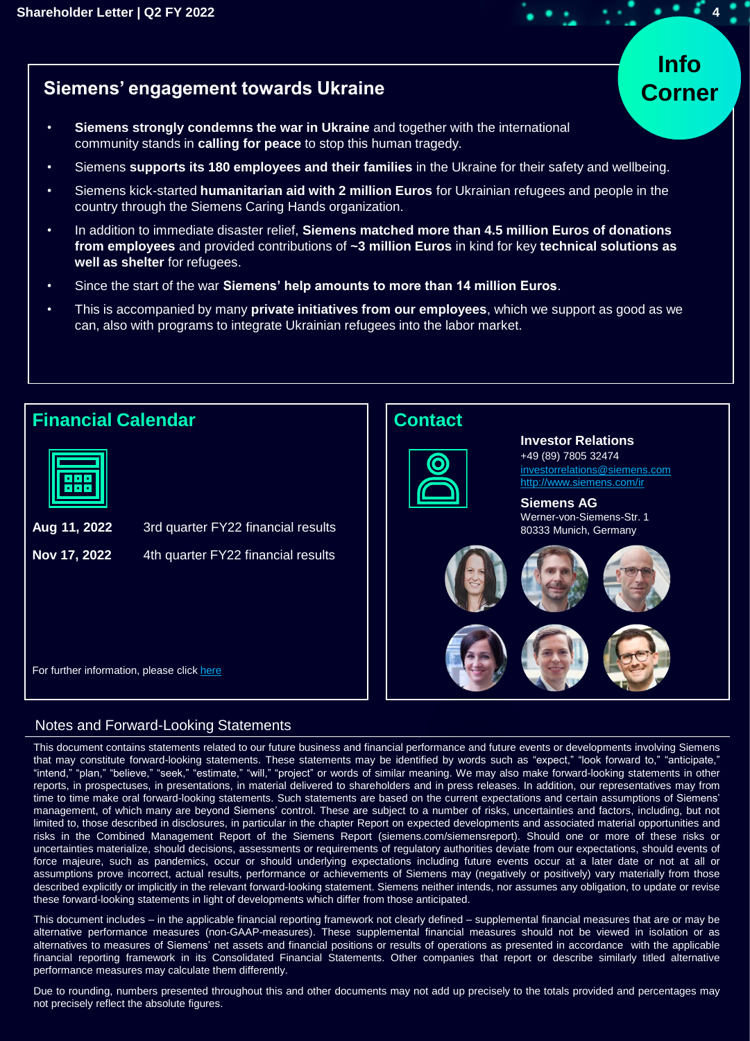## Info Corner

### Siemens' engagement towards Ukraine

- **Siemens strongly condemns the war in Ukraine** and together with the international community stands in **calling for peace** to stop this human tragedy.
- Siemens **supports its 180 employees and their families** in the Ukraine for their safety and wellbeing.
- Siemens kick-started **humanitarian aid with 2 million Euros** for Ukrainian refugees and people in the country through the Siemens Caring Hands organization.
- In addition to immediate disaster relief, **Siemens matched more than 4.5 million Euros of donations from employees** and provided contributions of **~3 million Euros** in kind for key **technical solutions as well as shelter** for refugees.
- Since the start of the war **Siemens' help amounts to more than 14 million Euros**.
- This is accompanied by many **private initiatives from our employees**, which we support as good as we can, also with programs to integrate Ukrainian refugees into the labor market.

### Financial Calendar

| | |
|---|---|
| **Aug 11, 2022** | 3rd quarter FY22 financial results |
| **Nov 17, 2022** | 4th quarter FY22 financial results |

For further information, please click here

### Contact

**Investor Relations**
+49 (89) 7805 32474
investorrelations@siemens.com
http://www.siemens.com/ir

**Siemens AG**
Werner-von-Siemens-Str. 1
80333 Munich, Germany

### Notes and Forward-Looking Statements

This document contains statements related to our future business and financial performance and future events or developments involving Siemens that may constitute forward-looking statements. These statements may be identified by words such as "expect," "look forward to," "anticipate," "intend," "plan," "believe," "seek," "estimate," "will," "project" or words of similar meaning. We may also make forward-looking statements in other reports, in prospectuses, in presentations, in material delivered to shareholders and in press releases. In addition, our representatives may from time to time make oral forward-looking statements. Such statements are based on the current expectations and certain assumptions of Siemens' management, of which many are beyond Siemens' control. These are subject to a number of risks, uncertainties and factors, including, but not limited to, those described in disclosures, in particular in the chapter Report on expected developments and associated material opportunities and risks in the Combined Management Report of the Siemens Report (siemens.com/siemensreport). Should one or more of these risks or uncertainties materialize, should decisions, assessments or requirements of regulatory authorities deviate from our expectations, should events of force majeure, such as pandemics, occur or should underlying expectations including future events occur at a later date or not at all or assumptions prove incorrect, actual results, performance or achievements of Siemens may (negatively or positively) vary materially from those described explicitly or implicitly in the relevant forward-looking statement. Siemens neither intends, nor assumes any obligation, to update or revise these forward-looking statements in light of developments which differ from those anticipated.

This document includes – in the applicable financial reporting framework not clearly defined – supplemental financial measures that are or may be alternative performance measures (non-GAAP-measures). These supplemental financial measures should not be viewed in isolation or as alternatives to measures of Siemens' net assets and financial positions or results of operations as presented in accordance with the applicable financial reporting framework in its Consolidated Financial Statements. Other companies that report or describe similarly titled alternative performance measures may calculate them differently.

Due to rounding, numbers presented throughout this and other documents may not add up precisely to the totals provided and percentages may not precisely reflect the absolute figures.